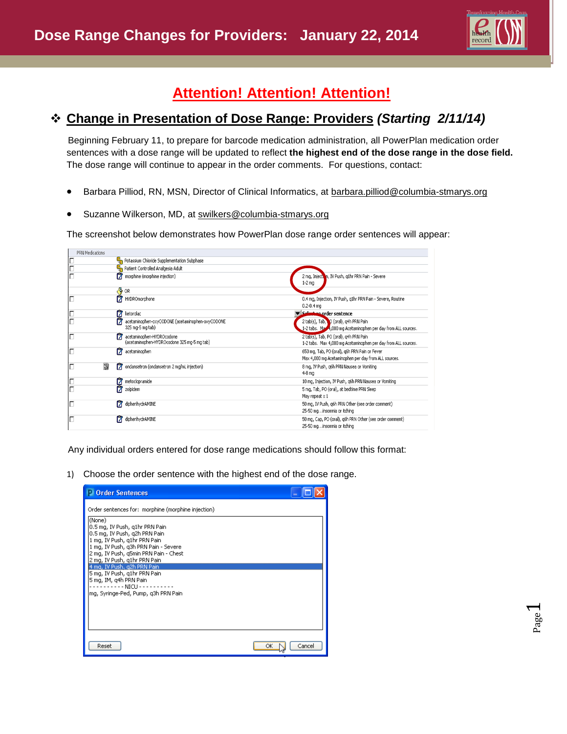# Dose Range Changes for Providers: January 22, 2014

## Attention! Attention! Attention!

### ❖ Change in Presentation of Dose Range: Providers *(Starting 2/11/14)*

Beginning February 11, to prepare for barcode medication administration, all PowerPlan medication order sentences with a dose range will be updated to reflect **the highest end of the dose range in the dose field.** The dose range will continue to appear in the order comments. For questions, contact:

- Barbara Pilliod, RN, MSN, Director of Clinical Informatics, at barbara.pilliod@columbia-stmarys.org
- Suzanne Wilkerson, MD, at swilkers@columbia-stmarys.org

The screenshot below demonstrates how PowerPlan dose range order sentences will appear:

| PRN Medications | |
|---|---|
| Potassium Chloride Supplementation Subphase | |
| Patient Controlled Analgesia Adult | |
| morphine (morphine injection) | 2 mg, Injection, IV Push, q1hr PRN Pain - Severe<br>1-2 mg |
| OR | |
| HYDROmorphone | 0.4 mg, Injection, IV Push, q1hr PRN Pain - Severe, Routine<br>0.2-0.4 mg |
| ketorolac | Select an order sentence |
| acetaminophen-oxyCODONE (acetaminophen-oxyCODONE 325 mg-5 mg tab) | 2 tab(s), Tab, PO (oral), q4h PRN Pain<br>1-2 tabs. Max 4,000 mg Acetaminophen per day from ALL sources. |
| acetaminophen-HYDROcodone (acetaminophen-HYDROcodone 325 mg-5 mg tab) | 2 tab(s), Tab, PO (oral), q4h PRN Pain<br>1-2 tabs. Max 4,000 mg Acetaminophen per day from ALL sources. |
| acetaminophen | 650 mg, Tab, PO (oral), q6h PRN Pain or Fever<br>Max 4,000 mg Acetaminophen per day from ALL sources. |
| ondansetron (ondansetron 2 mg/mL injection) | 8 mg, IV Push, q6h PRN Nausea or Vomiting<br>4-8 mg |
| metoclopramide | 10 mg, Injection, IV Push, q6h PRN Nausea or Vomiting |
| zolpidem | 5 mg, Tab, PO (oral), at bedtime PRN Sleep<br>May repeat x 1 |
| diphenhydrAMINE | 50 mg, IV Push, q6h PRN Other (see order comment)<br>25-50 mg...insomnia or itching |
| diphenhydrAMINE | 50 mg, Cap, PO (oral), q6h PRN Other (see order comment)<br>25-50 mg...insomnia or itching |

Any individual orders entered for dose range medications should follow this format:

1) Choose the order sentence with the highest end of the dose range.

**Order Sentences**

Order sentences for: morphine (morphine injection)

- (None)
- 0.5 mg, IV Push, q1hr PRN Pain
- 0.5 mg, IV Push, q2h PRN Pain
- 1 mg, IV Push, q1hr PRN Pain
- 1 mg, IV Push, q3h PRN Pain - Severe
- 2 mg, IV Push, q5min PRN Pain - Chest
- 2 mg, IV Push, q1hr PRN Pain
- 4 mg, IV Push, q2h PRN Pain
- 5 mg, IV Push, q1hr PRN Pain
- 5 mg, IM, q4h PRN Pain
- ---------- NICU ----------
- mg, Syringe-Ped, Pump, q3h PRN Pain

Reset | OK | Cancel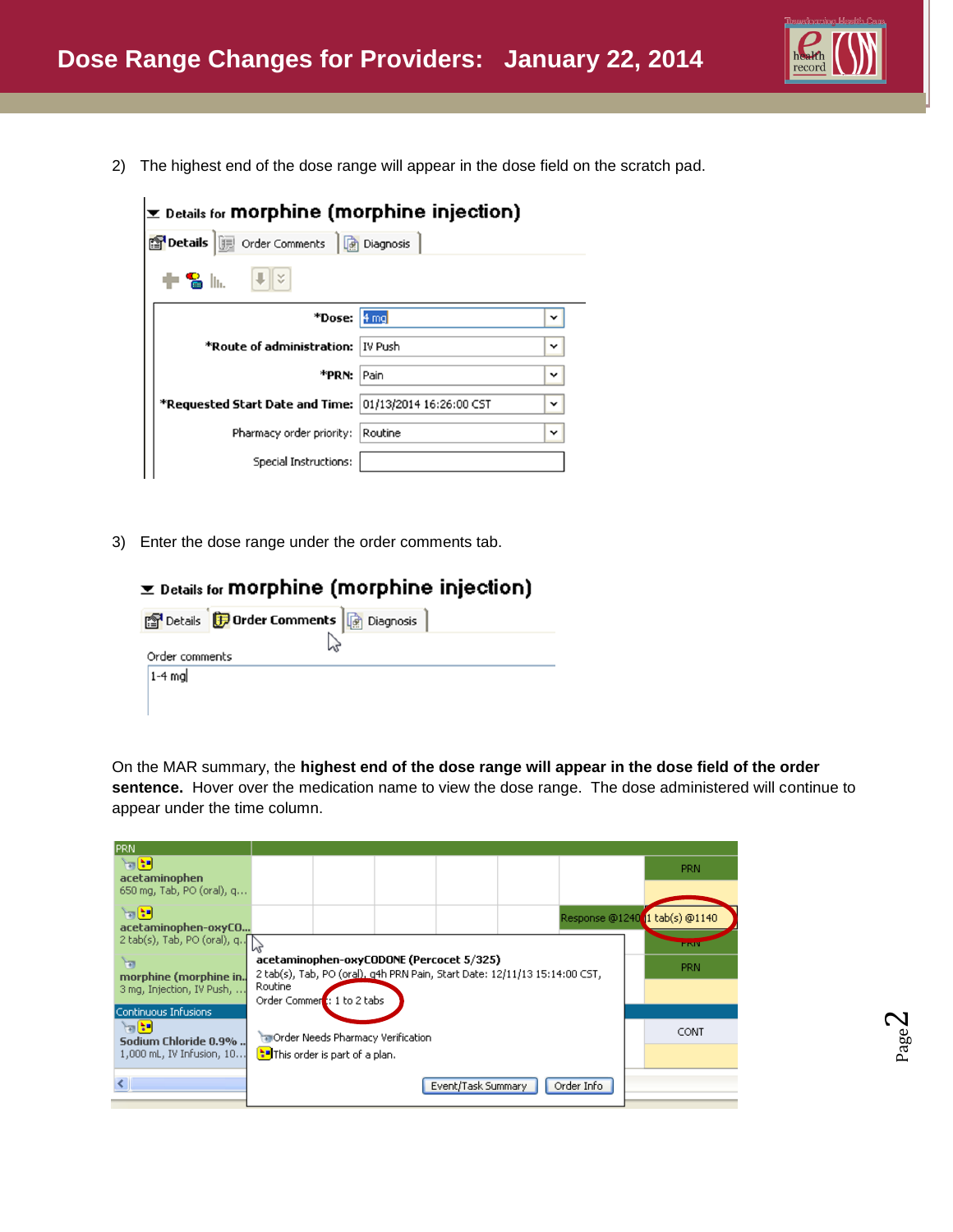2) The highest end of the dose range will appear in the dose field on the scratch pad.

**Details for morphine (morphine injection)**

Details | Order Comments | Diagnosis

| | |
|---|---|
| *Dose: | 4 mg |
| *Route of administration: | IV Push |
| *PRN: | Pain |
| *Requested Start Date and Time: | 01/13/2014 16:26:00 CST |
| Pharmacy order priority: | Routine |
| Special Instructions: | |

3) Enter the dose range under the order comments tab.

**Details for morphine (morphine injection)**

Details | Order Comments | Diagnosis

Order comments

1-4 mg

On the MAR summary, the **highest end of the dose range will appear in the dose field of the order sentence.** Hover over the medication name to view the dose range. The dose administered will continue to appear under the time column.

PRN

acetaminophen
650 mg, Tab, PO (oral), q...

acetaminophen-oxyCO...
2 tab(s), Tab, PO (oral), q...

morphine (morphine in...
3 mg, Injection, IV Push, ...

Continuous Infusions

Sodium Chloride 0.9% ...
1,000 mL, IV Infusion, 10...

PRN

Response @1240

1 tab(s) @1140

PRN

CONT

**acetaminophen-oxyCODONE (Percocet 5/325)**
2 tab(s), Tab, PO (oral), q4h PRN Pain, Start Date: 12/11/13 15:14:00 CST, Routine
Order Comment: 1 to 2 tabs

Order Needs Pharmacy Verification
This order is part of a plan.

Event/Task Summary | Order Info